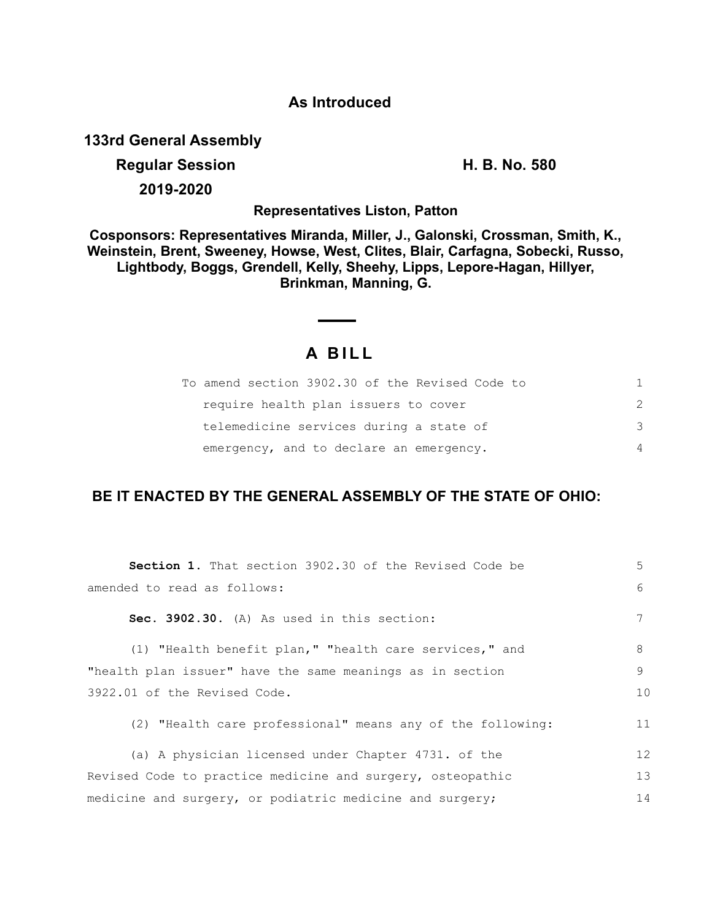**As Introduced**

**133rd General Assembly**

**Regular Session** **H. B. No. 580**

**2019-2020**

**Representatives Liston, Patton**

**Cosponsors: Representatives Miranda, Miller, J., Galonski, Crossman, Smith, K., Weinstein, Brent, Sweeney, Howse, West, Clites, Blair, Carfagna, Sobecki, Russo, Lightbody, Boggs, Grendell, Kelly, Sheehy, Lipps, Lepore-Hagan, Hillyer, Brinkman, Manning, G.**

# A BILL

To amend section 3902.30 of the Revised Code to require health plan issuers to cover telemedicine services during a state of emergency, and to declare an emergency.

**BE IT ENACTED BY THE GENERAL ASSEMBLY OF THE STATE OF OHIO:**

**Section 1.** That section 3902.30 of the Revised Code be amended to read as follows:

**Sec. 3902.30.** (A) As used in this section:

(1) "Health benefit plan," "health care services," and "health plan issuer" have the same meanings as in section 3922.01 of the Revised Code.

(2) "Health care professional" means any of the following:

(a) A physician licensed under Chapter 4731. of the Revised Code to practice medicine and surgery, osteopathic medicine and surgery, or podiatric medicine and surgery;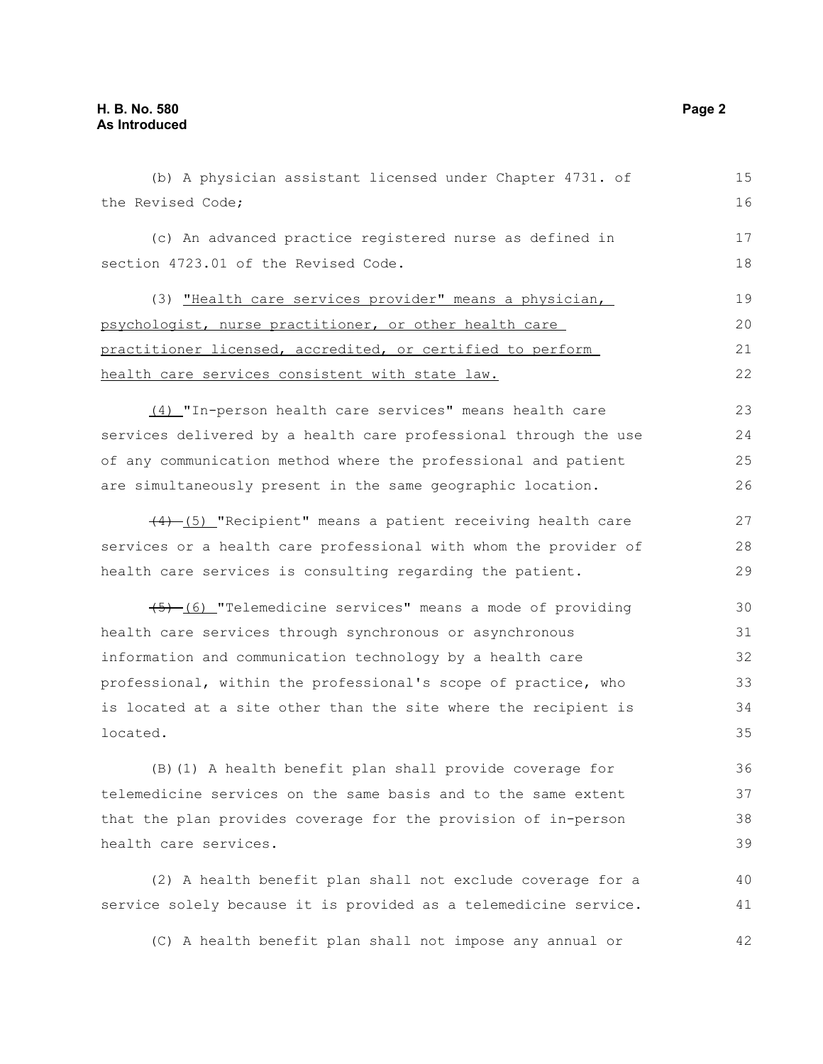(b) A physician assistant licensed under Chapter 4731. of the Revised Code;

(c) An advanced practice registered nurse as defined in section 4723.01 of the Revised Code.

(3) "Health care services provider" means a physician, psychologist, nurse practitioner, or other health care practitioner licensed, accredited, or certified to perform health care services consistent with state law.

(4) "In-person health care services" means health care services delivered by a health care professional through the use of any communication method where the professional and patient are simultaneously present in the same geographic location.

~~(4)~~ (5) "Recipient" means a patient receiving health care services or a health care professional with whom the provider of health care services is consulting regarding the patient.

~~(5)~~ (6) "Telemedicine services" means a mode of providing health care services through synchronous or asynchronous information and communication technology by a health care professional, within the professional's scope of practice, who is located at a site other than the site where the recipient is located.

(B)(1) A health benefit plan shall provide coverage for telemedicine services on the same basis and to the same extent that the plan provides coverage for the provision of in-person health care services.

(2) A health benefit plan shall not exclude coverage for a service solely because it is provided as a telemedicine service.

(C) A health benefit plan shall not impose any annual or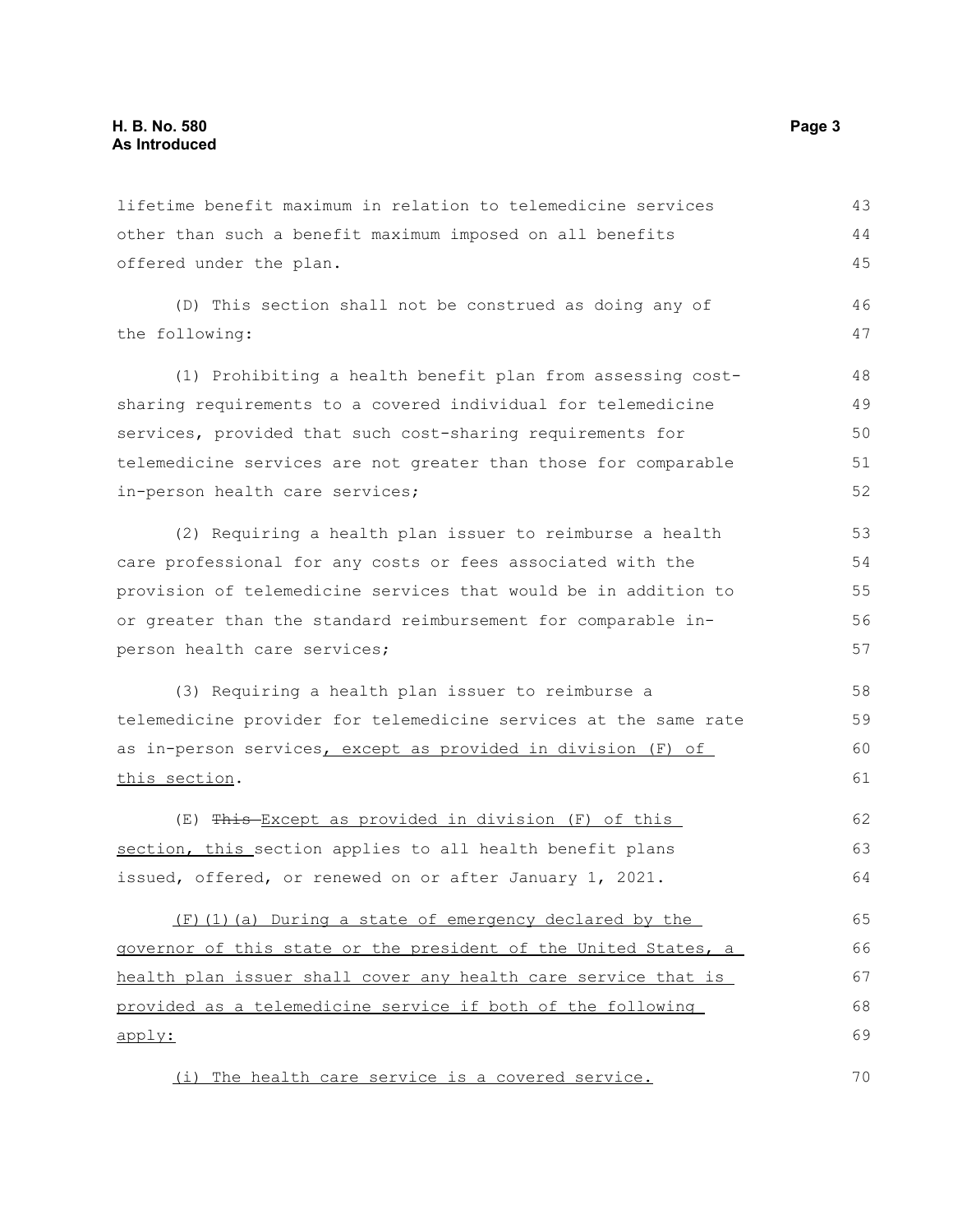lifetime benefit maximum in relation to telemedicine services other than such a benefit maximum imposed on all benefits offered under the plan.

(D) This section shall not be construed as doing any of the following:

(1) Prohibiting a health benefit plan from assessing cost-sharing requirements to a covered individual for telemedicine services, provided that such cost-sharing requirements for telemedicine services are not greater than those for comparable in-person health care services;

(2) Requiring a health plan issuer to reimburse a health care professional for any costs or fees associated with the provision of telemedicine services that would be in addition to or greater than the standard reimbursement for comparable in-person health care services;

(3) Requiring a health plan issuer to reimburse a telemedicine provider for telemedicine services at the same rate as in-person services<u>, except as provided in division (F) of this section</u>.

(E) ~~This~~ <u>Except as provided in division (F) of this section, this</u> section applies to all health benefit plans issued, offered, or renewed on or after January 1, 2021.

<u>(F)(1)(a) During a state of emergency declared by the governor of this state or the president of the United States, a health plan issuer shall cover any health care service that is provided as a telemedicine service if both of the following apply:</u>

<u>(i) The health care service is a covered service.</u>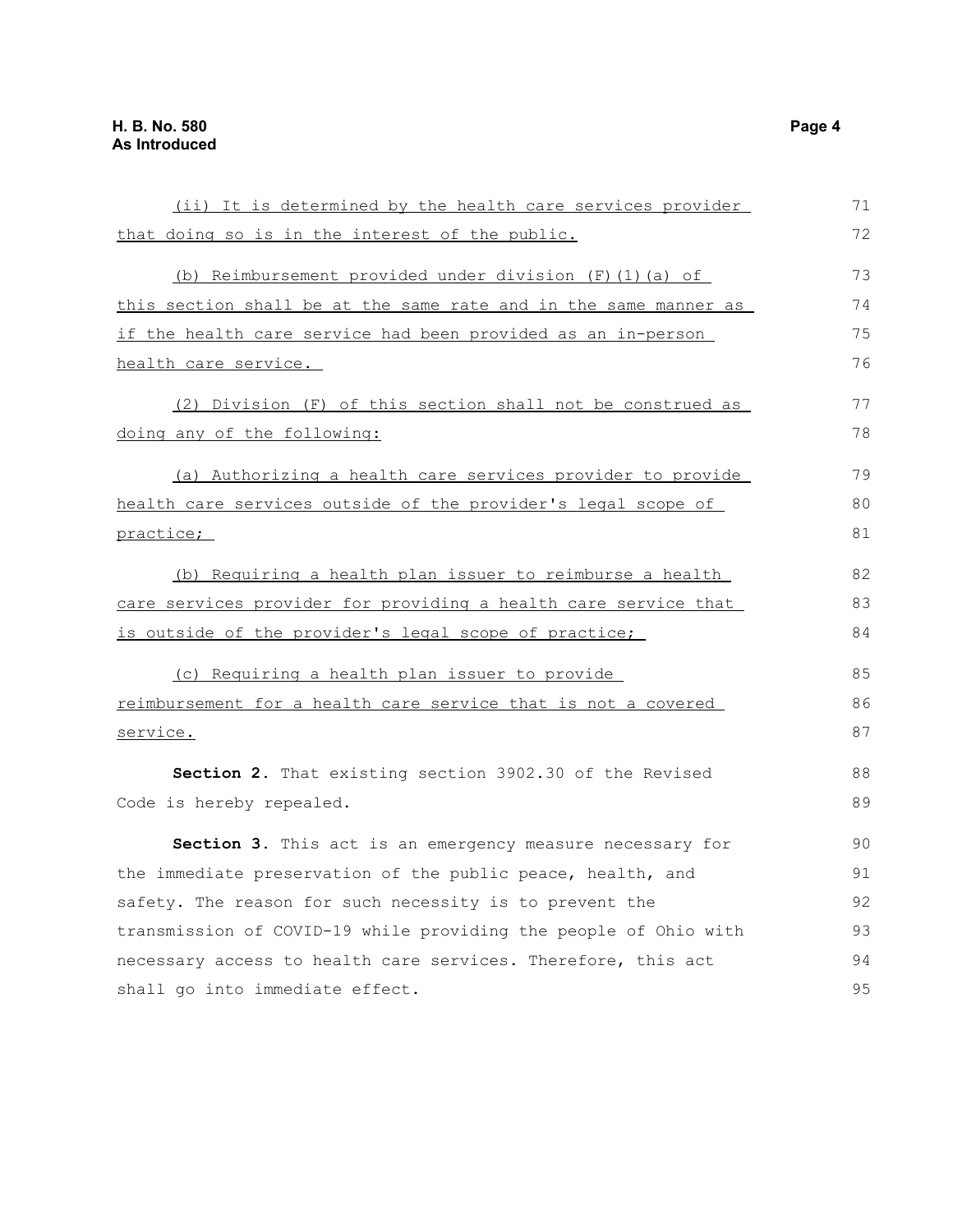(ii) It is determined by the health care services provider that doing so is in the interest of the public.

(b) Reimbursement provided under division (F)(1)(a) of this section shall be at the same rate and in the same manner as if the health care service had been provided as an in-person health care service.

(2) Division (F) of this section shall not be construed as doing any of the following:

(a) Authorizing a health care services provider to provide health care services outside of the provider's legal scope of practice;

(b) Requiring a health plan issuer to reimburse a health care services provider for providing a health care service that is outside of the provider's legal scope of practice;

(c) Requiring a health plan issuer to provide reimbursement for a health care service that is not a covered service.

**Section 2.** That existing section 3902.30 of the Revised Code is hereby repealed.

**Section 3.** This act is an emergency measure necessary for the immediate preservation of the public peace, health, and safety. The reason for such necessity is to prevent the transmission of COVID-19 while providing the people of Ohio with necessary access to health care services. Therefore, this act shall go into immediate effect.